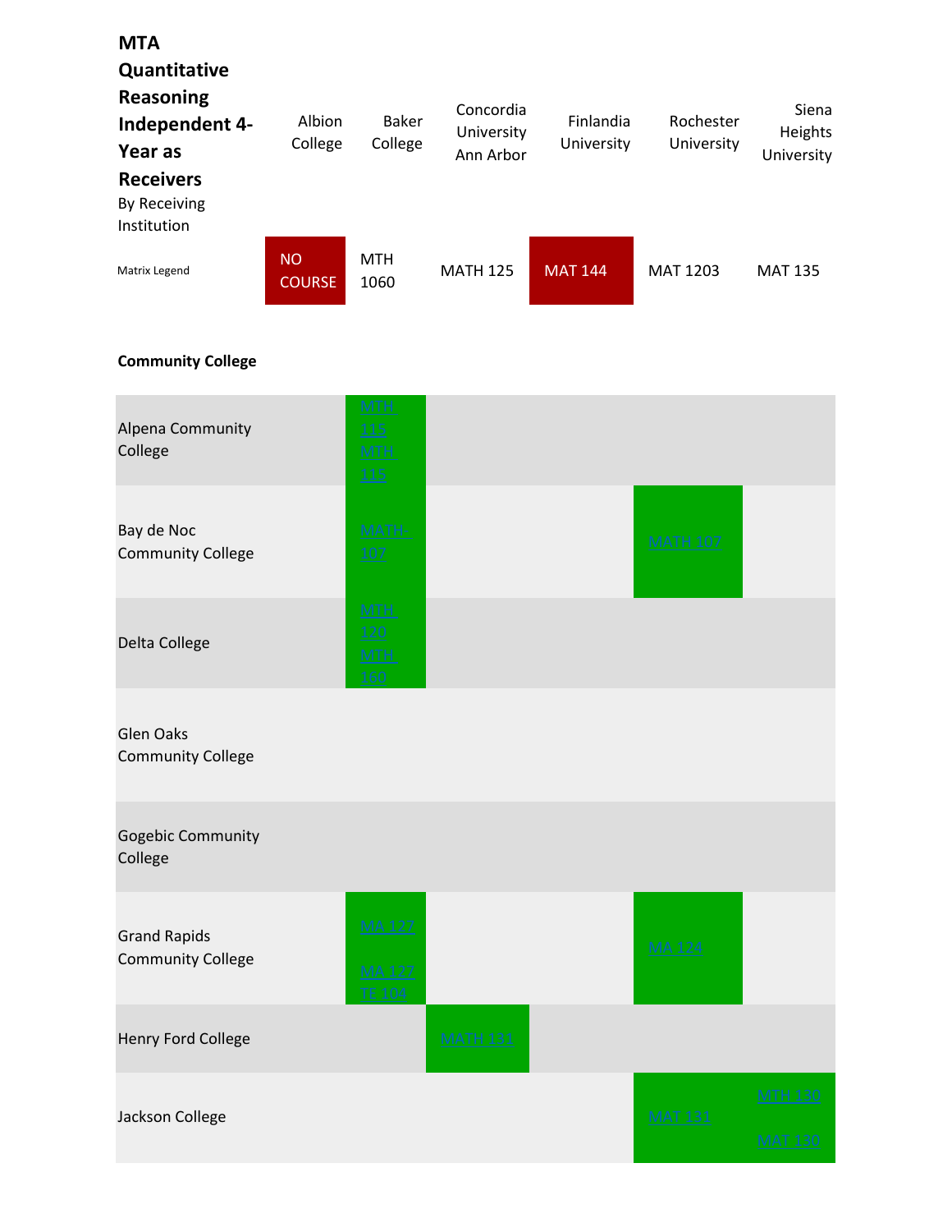# MTA Quantitative Reasoning Independent 4-Year as Receivers

By Receiving Institution

| | Albion College | Baker College | Concordia University Ann Arbor | Finlandia University | Rochester University | Siena Heights University |
|---|---|---|---|---|---|---|
| Matrix Legend | NO COURSE | MTH 1060 | MATH 125 | MAT 144 | MAT 1203 | MAT 135 |

**Community College**

| | Albion College | Baker College | Concordia University Ann Arbor | Finlandia University | Rochester University | Siena Heights University |
|---|---|---|---|---|---|---|
| Alpena Community College | MTH 115 MTH 115 | | | | | |
| Bay de Noc Community College | MATH-107 | | | MATH 107 | | |
| Delta College | MTH 120 MTH 160 | | | | | |
| Glen Oaks Community College | | | | | | |
| Gogebic Community College | | | | | | |
| Grand Rapids Community College | MA 127 MA 127 TE 104 | | | MA 124 | | |
| Henry Ford College | | MATH 131 | | | | |
| Jackson College | | | | MAT 131 | MTH 130 MAT 130 | |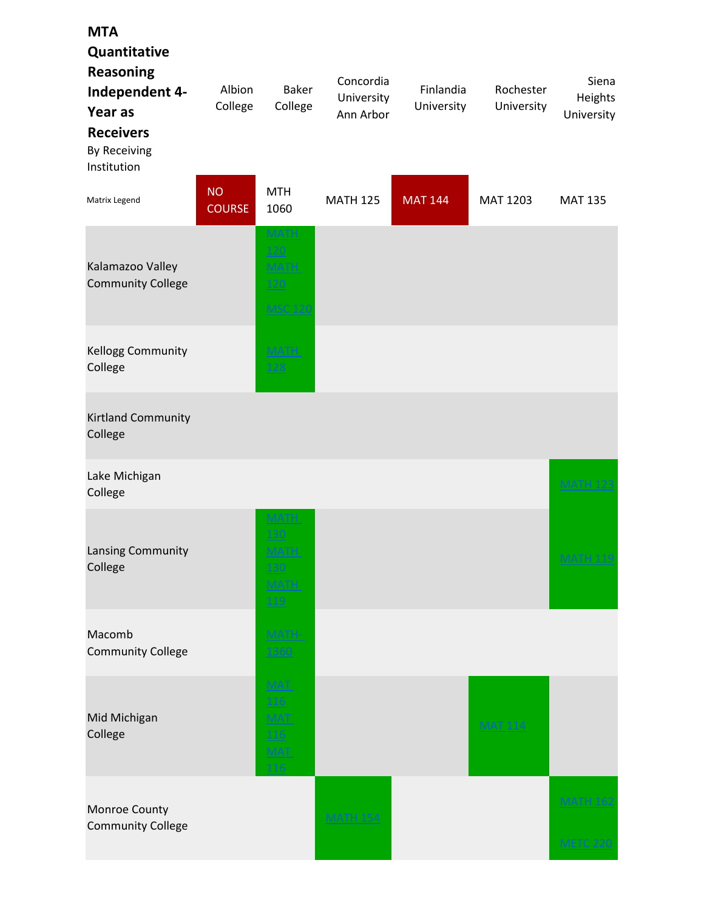| **MTA Quantitative Reasoning Independent 4-Year as Receivers** By Receiving Institution | Albion College | Baker College | Concordia University Ann Arbor | Finlandia University | Rochester University | Siena Heights University |
|---|---|---|---|---|---|---|
| Matrix Legend | NO COURSE | MTH 1060 | MATH 125 | MAT 144 | MAT 1203 | MAT 135 |
| Kalamazoo Valley Community College | | MATH 120 MATH 120 MSC 120 | | | | |
| Kellogg Community College | | MATH 128 | | | | |
| Kirtland Community College | | | | | | |
| Lake Michigan College | | | | | | MATH 123 |
| Lansing Community College | | MATH 130 MATH 130 MATH 119 | | | | MATH 119 |
| Macomb Community College | | MATH-1360 | | | | |
| Mid Michigan College | | MAT 116 MAT 116 MAT 116 | | | MAT 114 | |
| Monroe County Community College | | | MATH 154 | | | MATH 162 METC 220 |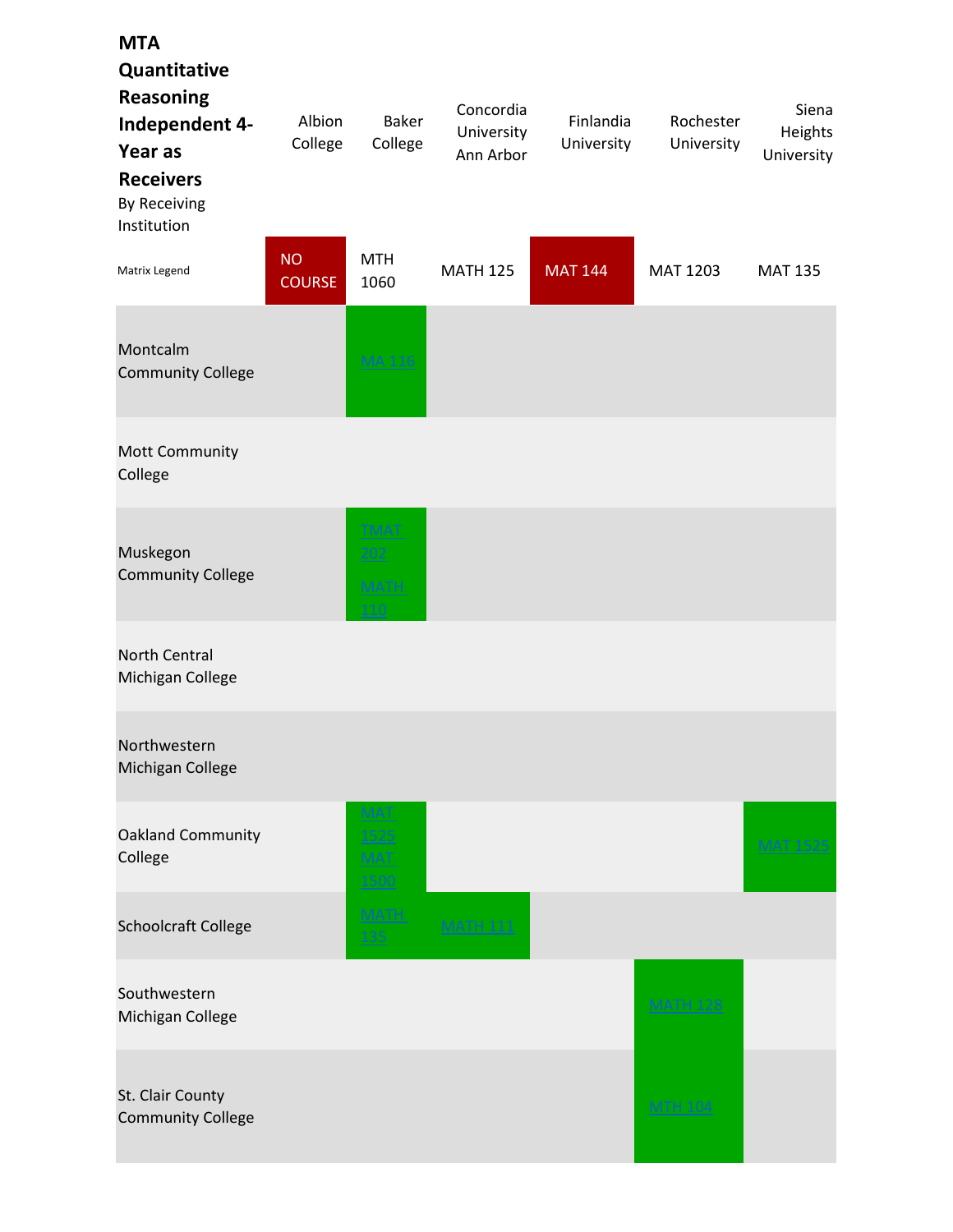| MTA Quantitative Reasoning Independent 4-Year as Receivers<br>By Receiving Institution | Albion College | Baker College | Concordia University Ann Arbor | Finlandia University | Rochester University | Siena Heights University |
|---|---|---|---|---|---|---|
| Matrix Legend | NO COURSE | MTH 1060 | MATH 125 | MAT 144 | MAT 1203 | MAT 135 |
| Montcalm Community College | | MA 116 | | | | |
| Mott Community College | | | | | | |
| Muskegon Community College | | TMAT 202<br>MATH 110 | | | | |
| North Central Michigan College | | | | | | |
| Northwestern Michigan College | | | | | | |
| Oakland Community College | | MAT 1525<br>MAT 1500 | | | | MAT 1525 |
| Schoolcraft College | | MATH 135 | MATH 111 | | | |
| Southwestern Michigan College | | | | | MATH 128 | |
| St. Clair County Community College | | | | | MTH 104 | |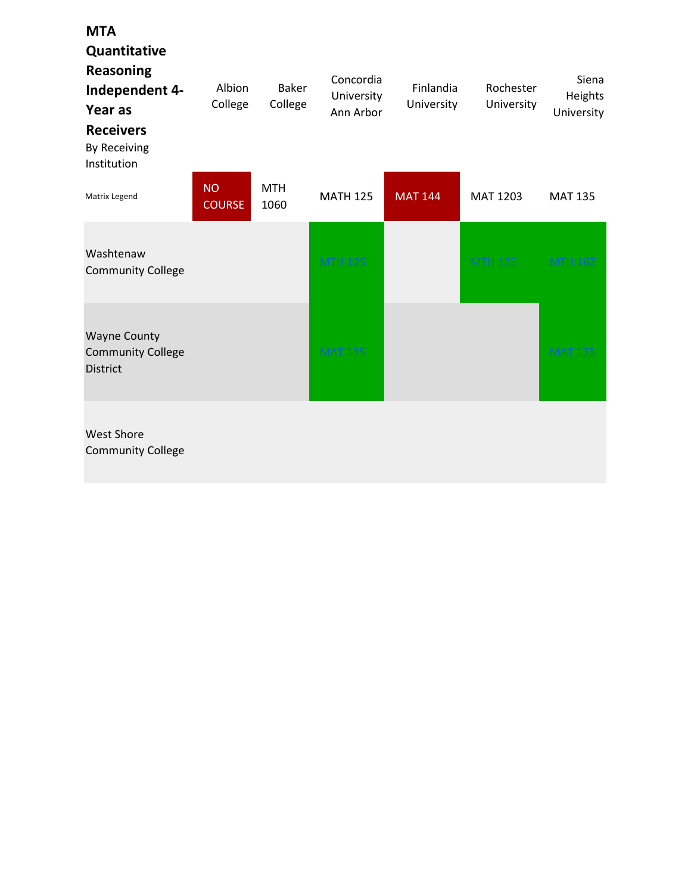| **MTA Quantitative Reasoning Independent 4-Year as Receivers** By Receiving Institution | Albion College | Baker College | Concordia University Ann Arbor | Finlandia University | Rochester University | Siena Heights University |
|---|---|---|---|---|---|---|
| Matrix Legend | NO COURSE | MTH 1060 | MATH 125 | MAT 144 | MAT 1203 | MAT 135 |
| Washtenaw Community College | | | MTH 125 | | MTH 125 | MTH 167 |
| Wayne County Community College District | | | MAT 135 | | | MAT 135 |
| West Shore Community College | | | | | | |